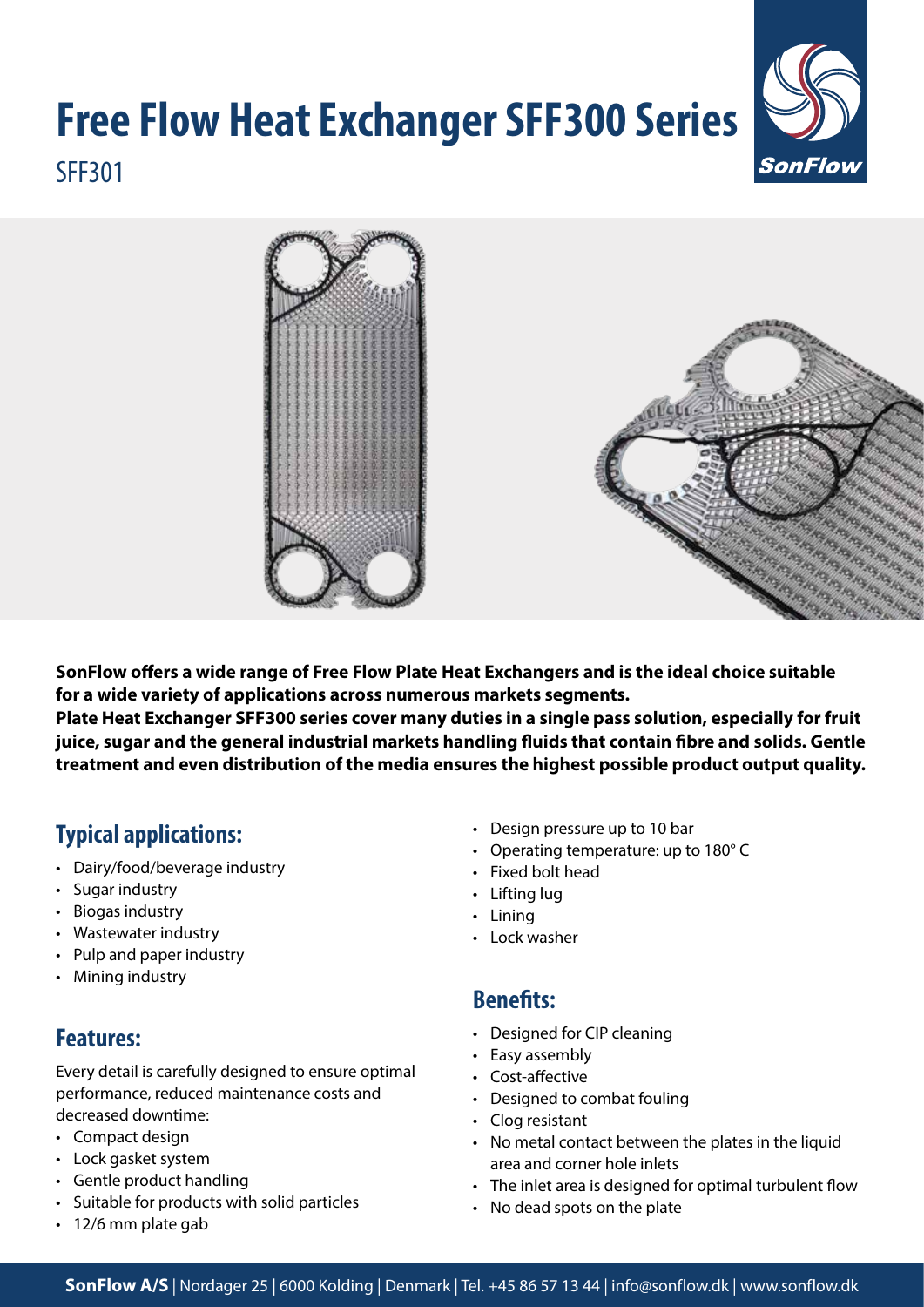# Free Flow Heat Exchanger SFF300 Series

SFF301

**SonFlow offers a wide range of Free Flow Plate Heat Exchangers and is the ideal choice suitable for a wide variety of applications across numerous markets segments.**
**Plate Heat Exchanger SFF300 series cover many duties in a single pass solution, especially for fruit juice, sugar and the general industrial markets handling fluids that contain fibre and solids. Gentle treatment and even distribution of the media ensures the highest possible product output quality.**

## Typical applications:

- Dairy/food/beverage industry
- Sugar industry
- Biogas industry
- Wastewater industry
- Pulp and paper industry
- Mining industry

## Features:

Every detail is carefully designed to ensure optimal performance, reduced maintenance costs and decreased downtime:

- Compact design
- Lock gasket system
- Gentle product handling
- Suitable for products with solid particles
- 12/6 mm plate gab
- Design pressure up to 10 bar
- Operating temperature: up to 180° C
- Fixed bolt head
- Lifting lug
- Lining
- Lock washer

## Benefits:

- Designed for CIP cleaning
- Easy assembly
- Cost-affective
- Designed to combat fouling
- Clog resistant
- No metal contact between the plates in the liquid area and corner hole inlets
- The inlet area is designed for optimal turbulent flow
- No dead spots on the plate

**SonFlow A/S** | Nordager 25 | 6000 Kolding | Denmark | Tel. +45 86 57 13 44 | info@sonflow.dk | www.sonflow.dk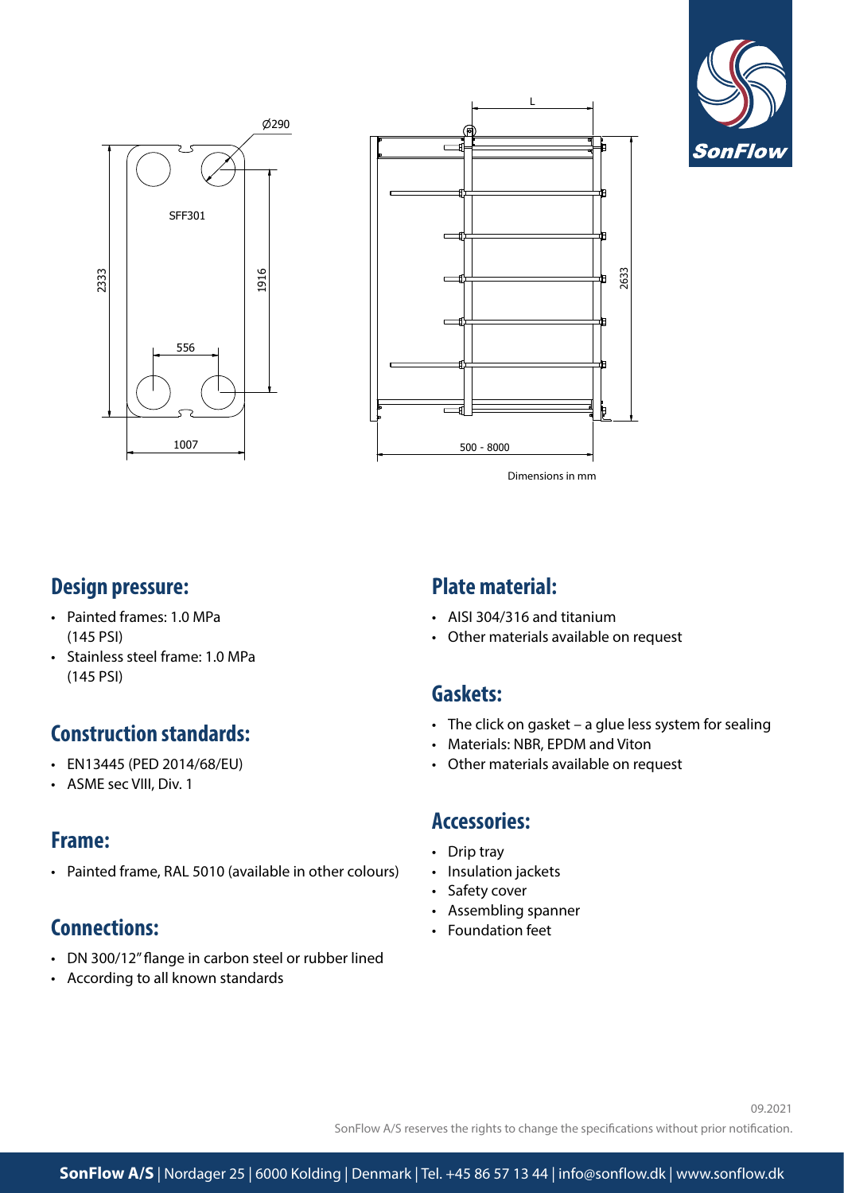Ø290

SFF301

2333

1916

556

1007

L

2633

500 - 8000

Dimensions in mm

## Design pressure:

- Painted frames: 1.0 MPa (145 PSI)
- Stainless steel frame: 1.0 MPa (145 PSI)

## Construction standards:

- EN13445 (PED 2014/68/EU)
- ASME sec VIII, Div. 1

## Frame:

- Painted frame, RAL 5010 (available in other colours)

## Connections:

- DN 300/12" flange in carbon steel or rubber lined
- According to all known standards

## Plate material:

- AISI 304/316 and titanium
- Other materials available on request

## Gaskets:

- The click on gasket – a glue less system for sealing
- Materials: NBR, EPDM and Viton
- Other materials available on request

## Accessories:

- Drip tray
- Insulation jackets
- Safety cover
- Assembling spanner
- Foundation feet

09.2021

SonFlow A/S reserves the rights to change the specifications without prior notification.

**SonFlow A/S** | Nordager 25 | 6000 Kolding | Denmark | Tel. +45 86 57 13 44 | info@sonflow.dk | www.sonflow.dk